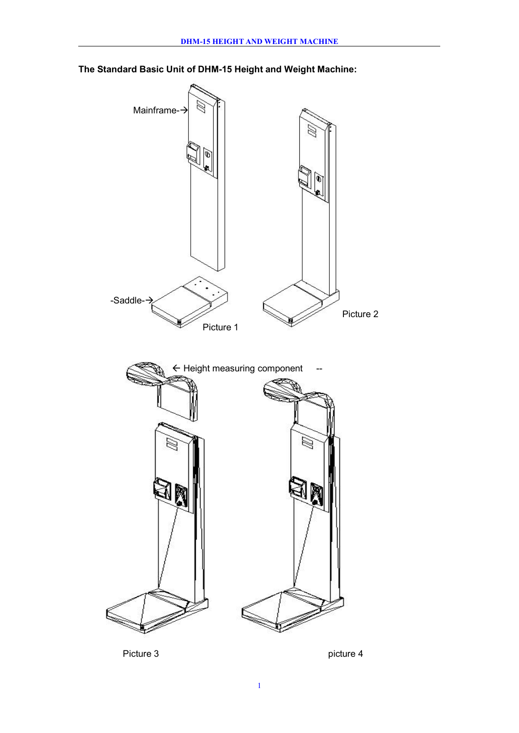**The Standard Basic Unit of DHM-15 Height and Weight Machine:**

Mainframe-→

-Saddle-→

Picture 1

Picture 2

← Height measuring component --

Picture 3

picture 4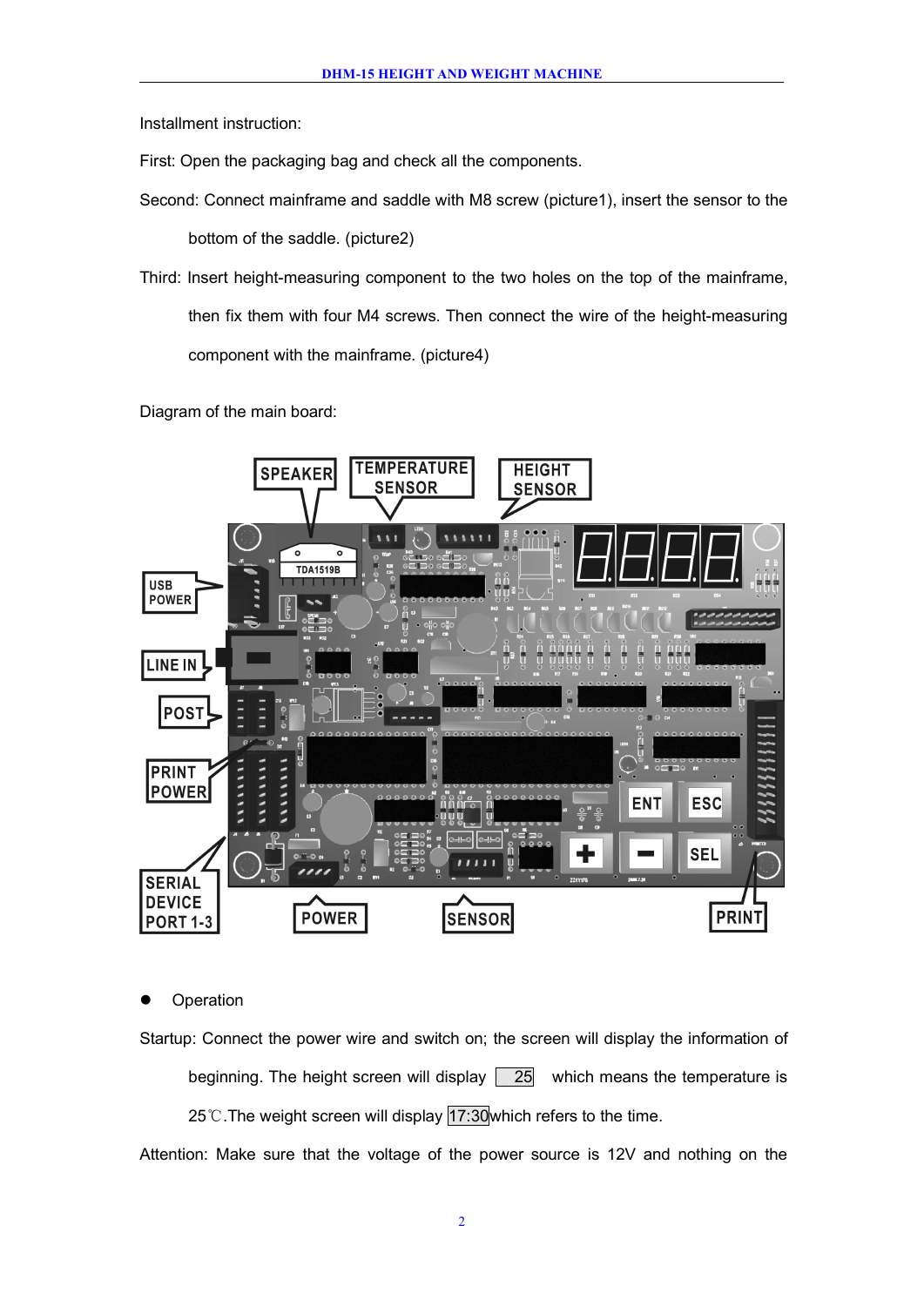Installment instruction:

First: Open the packaging bag and check all the components.

Second: Connect mainframe and saddle with M8 screw (picture1), insert the sensor to the bottom of the saddle. (picture2)

Third: Insert height-measuring component to the two holes on the top of the mainframe, then fix them with four M4 screws. Then connect the wire of the height-measuring component with the mainframe. (picture4)

Diagram of the main board:

- Operation

Startup: Connect the power wire and switch on; the screen will display the information of beginning. The height screen will display 25 which means the temperature is 25℃.The weight screen will display 17:30which refers to the time.

Attention: Make sure that the voltage of the power source is 12V and nothing on the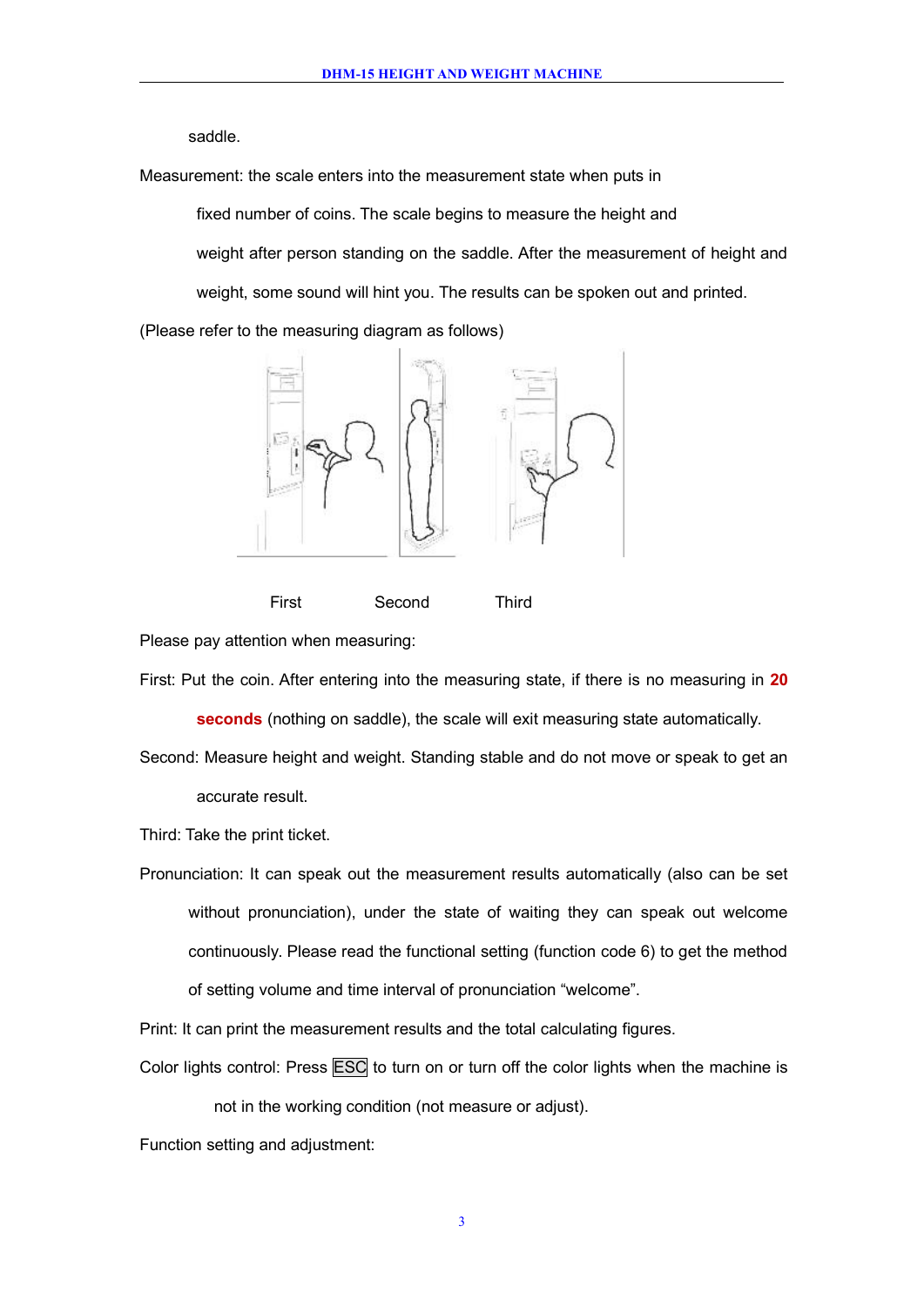saddle.

Measurement: the scale enters into the measurement state when puts in fixed number of coins. The scale begins to measure the height and weight after person standing on the saddle. After the measurement of height and weight, some sound will hint you. The results can be spoken out and printed.

(Please refer to the measuring diagram as follows)

First Second Third

Please pay attention when measuring:

First: Put the coin. After entering into the measuring state, if there is no measuring in **20 seconds** (nothing on saddle), the scale will exit measuring state automatically.

Second: Measure height and weight. Standing stable and do not move or speak to get an accurate result.

Third: Take the print ticket.

Pronunciation: It can speak out the measurement results automatically (also can be set without pronunciation), under the state of waiting they can speak out welcome continuously. Please read the functional setting (function code 6) to get the method of setting volume and time interval of pronunciation “welcome”.

Print: It can print the measurement results and the total calculating figures.

Color lights control: Press ESC to turn on or turn off the color lights when the machine is not in the working condition (not measure or adjust).

Function setting and adjustment: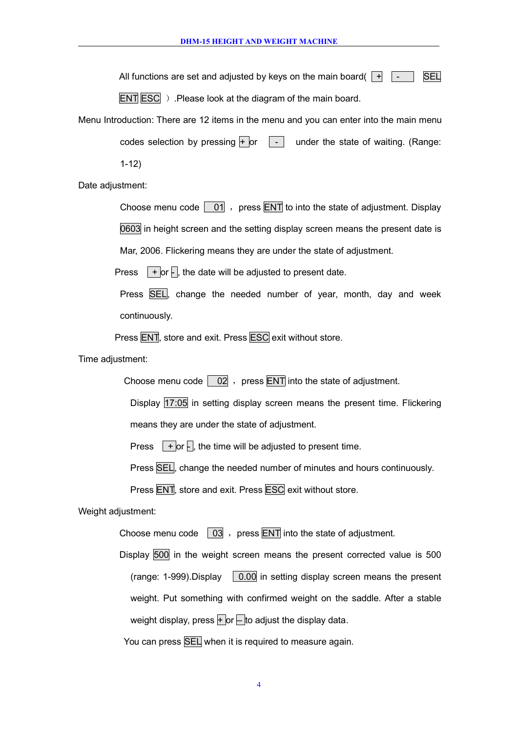All functions are set and adjusted by keys on the main board( + - SEL ENT ESC ) .Please look at the diagram of the main board.

Menu Introduction: There are 12 items in the menu and you can enter into the main menu codes selection by pressing + or - under the state of waiting. (Range: 1-12)

Date adjustment:

Choose menu code 01 , press ENT to into the state of adjustment. Display 0603 in height screen and the setting display screen means the present date is Mar, 2006. Flickering means they are under the state of adjustment.

Press + or -, the date will be adjusted to present date.

Press SEL, change the needed number of year, month, day and week continuously.

Press ENT, store and exit. Press ESC exit without store.

Time adjustment:

Choose menu code 02 , press ENT into the state of adjustment.

Display 17:05 in setting display screen means the present time. Flickering means they are under the state of adjustment.

Press + or -, the time will be adjusted to present time.

Press SEL, change the needed number of minutes and hours continuously.

Press ENT, store and exit. Press ESC exit without store.

Weight adjustment:

Choose menu code 03 , press ENT into the state of adjustment.

Display 500 in the weight screen means the present corrected value is 500 (range: 1-999).Display 0.00 in setting display screen means the present weight. Put something with confirmed weight on the saddle. After a stable weight display, press + or – to adjust the display data.

You can press SEL when it is required to measure again.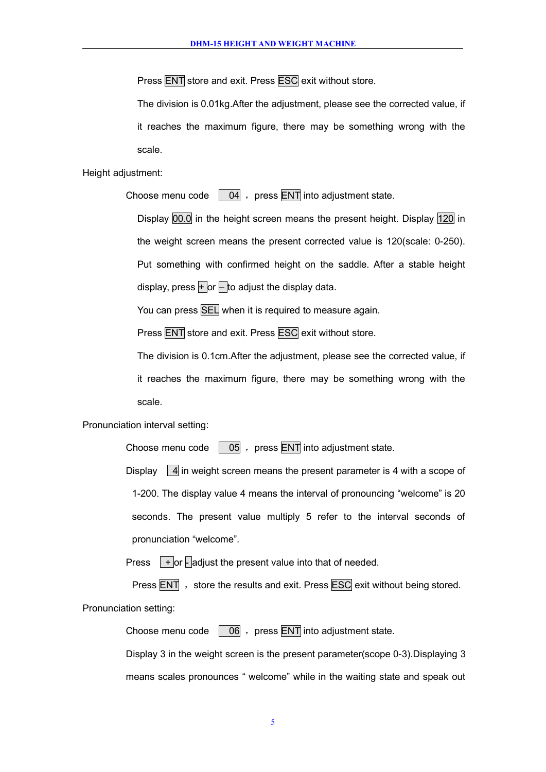Press ENT store and exit. Press ESC exit without store.

The division is 0.01kg.After the adjustment, please see the corrected value, if it reaches the maximum figure, there may be something wrong with the scale.

Height adjustment:

Choose menu code 04 ， press ENT into adjustment state.

Display 00.0 in the height screen means the present height. Display 120 in the weight screen means the present corrected value is 120(scale: 0-250). Put something with confirmed height on the saddle. After a stable height display, press + or – to adjust the display data.

You can press SEL when it is required to measure again.

Press ENT store and exit. Press ESC exit without store.

The division is 0.1cm.After the adjustment, please see the corrected value, if it reaches the maximum figure, there may be something wrong with the scale.

Pronunciation interval setting:

Choose menu code 05 ， press ENT into adjustment state.

Display 4 in weight screen means the present parameter is 4 with a scope of 1-200. The display value 4 means the interval of pronouncing “welcome” is 20 seconds. The present value multiply 5 refer to the interval seconds of pronunciation “welcome”.

Press + or - adjust the present value into that of needed.

Press ENT ， store the results and exit. Press ESC exit without being stored.

Pronunciation setting:

Choose menu code 06 ， press ENT into adjustment state.

Display 3 in the weight screen is the present parameter(scope 0-3).Displaying 3 means scales pronounces “ welcome” while in the waiting state and speak out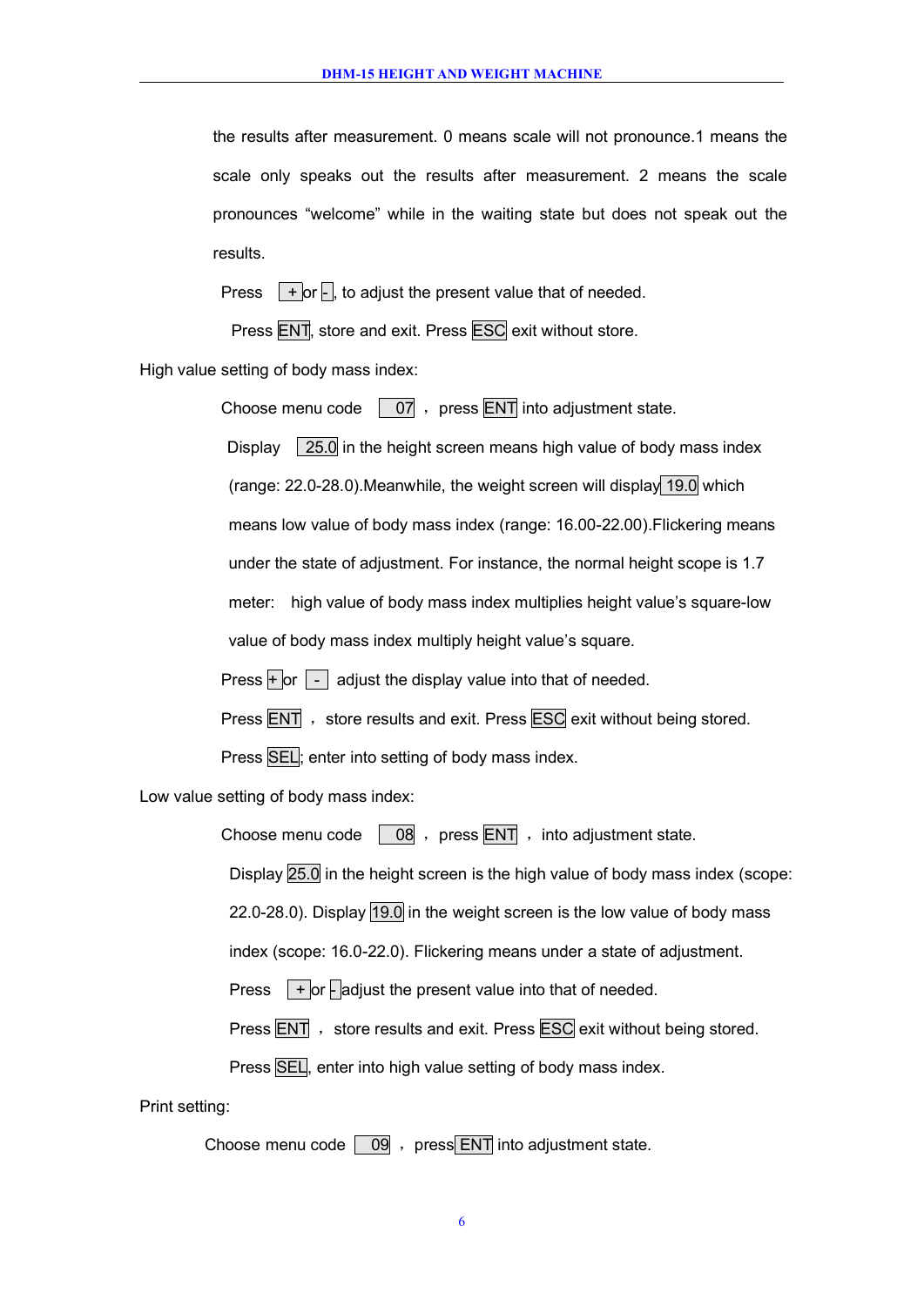the results after measurement. 0 means scale will not pronounce.1 means the scale only speaks out the results after measurement. 2 means the scale pronounces “welcome” while in the waiting state but does not speak out the results.

Press + or -, to adjust the present value that of needed.

Press ENT, store and exit. Press ESC exit without store.

High value setting of body mass index:

Choose menu code 07 , press ENT into adjustment state.

Display 25.0 in the height screen means high value of body mass index (range: 22.0-28.0).Meanwhile, the weight screen will display 19.0 which means low value of body mass index (range: 16.00-22.00).Flickering means under the state of adjustment. For instance, the normal height scope is 1.7 meter: high value of body mass index multiplies height value’s square-low value of body mass index multiply height value’s square.

Press + or - adjust the display value into that of needed.

Press ENT , store results and exit. Press ESC exit without being stored.

Press SEL; enter into setting of body mass index.

Low value setting of body mass index:

Choose menu code 08 , press ENT , into adjustment state.

Display 25.0 in the height screen is the high value of body mass index (scope: 22.0-28.0). Display 19.0 in the weight screen is the low value of body mass index (scope: 16.0-22.0). Flickering means under a state of adjustment.

Press + or - adjust the present value into that of needed.

Press ENT , store results and exit. Press ESC exit without being stored.

Press SEL, enter into high value setting of body mass index.

Print setting:

Choose menu code 09 , press ENT into adjustment state.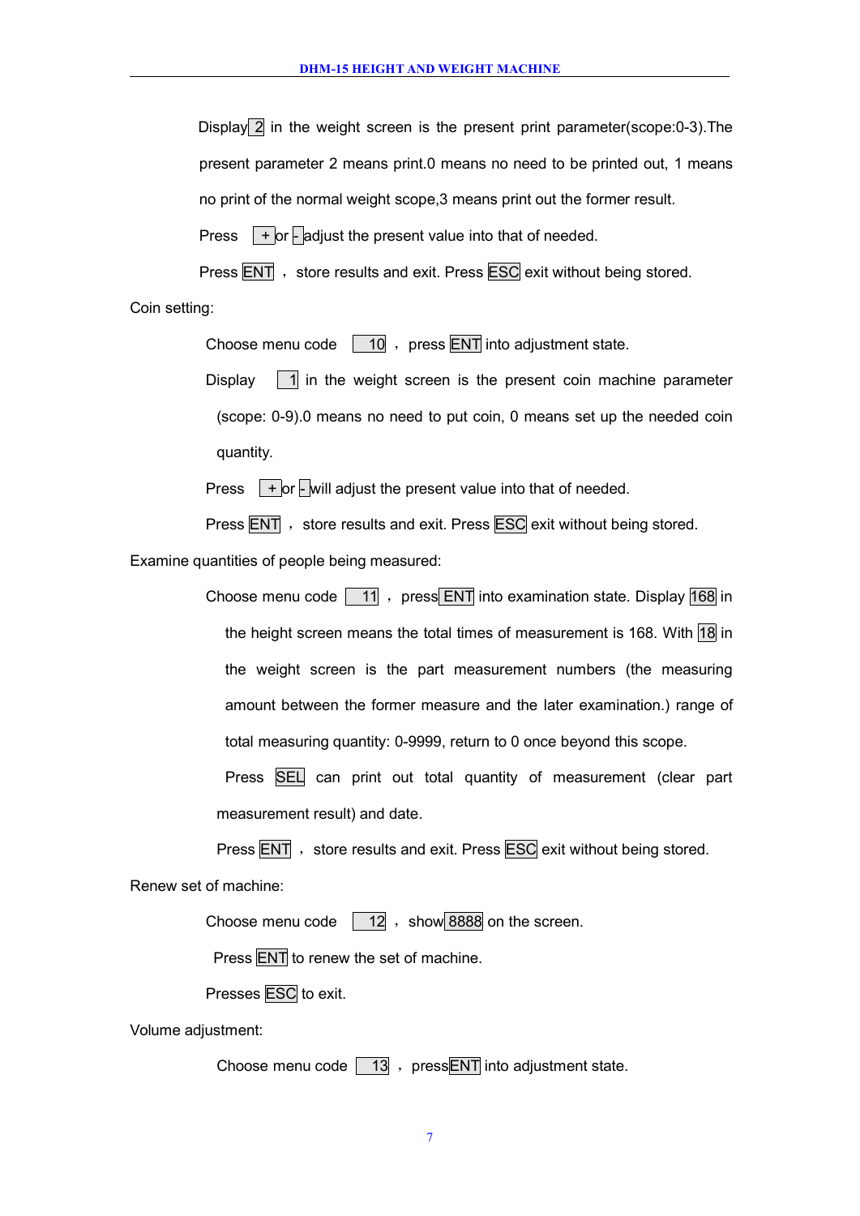Display 2 in the weight screen is the present print parameter(scope:0-3).The present parameter 2 means print.0 means no need to be printed out, 1 means no print of the normal weight scope,3 means print out the former result.

Press + or - adjust the present value into that of needed.

Press ENT , store results and exit. Press ESC exit without being stored.

Coin setting:

Choose menu code 10 , press ENT into adjustment state.

Display 1 in the weight screen is the present coin machine parameter (scope: 0-9).0 means no need to put coin, 0 means set up the needed coin quantity.

Press + or - will adjust the present value into that of needed.

Press ENT , store results and exit. Press ESC exit without being stored.

Examine quantities of people being measured:

Choose menu code 11 , press ENT into examination state. Display 168 in the height screen means the total times of measurement is 168. With 18 in the weight screen is the part measurement numbers (the measuring amount between the former measure and the later examination.) range of total measuring quantity: 0-9999, return to 0 once beyond this scope.

Press SEL can print out total quantity of measurement (clear part measurement result) and date.

Press ENT , store results and exit. Press ESC exit without being stored.

Renew set of machine:

Choose menu code 12 , show 8888 on the screen.

Press ENT to renew the set of machine.

Presses ESC to exit.

Volume adjustment:

Choose menu code 13 , press ENT into adjustment state.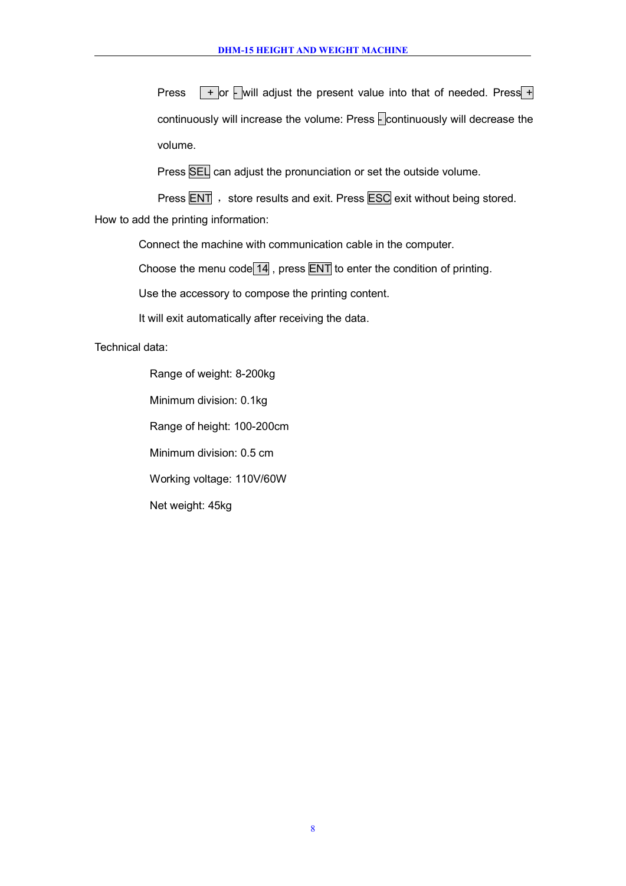Press + or - will adjust the present value into that of needed. Press + continuously will increase the volume: Press - continuously will decrease the volume.

Press SEL can adjust the pronunciation or set the outside volume.

Press ENT ， store results and exit. Press ESC exit without being stored.

How to add the printing information:

Connect the machine with communication cable in the computer.

Choose the menu code 14 , press ENT to enter the condition of printing.

Use the accessory to compose the printing content.

It will exit automatically after receiving the data.

Technical data:

Range of weight: 8-200kg

Minimum division: 0.1kg

Range of height: 100-200cm

Minimum division: 0.5 cm

Working voltage: 110V/60W

Net weight: 45kg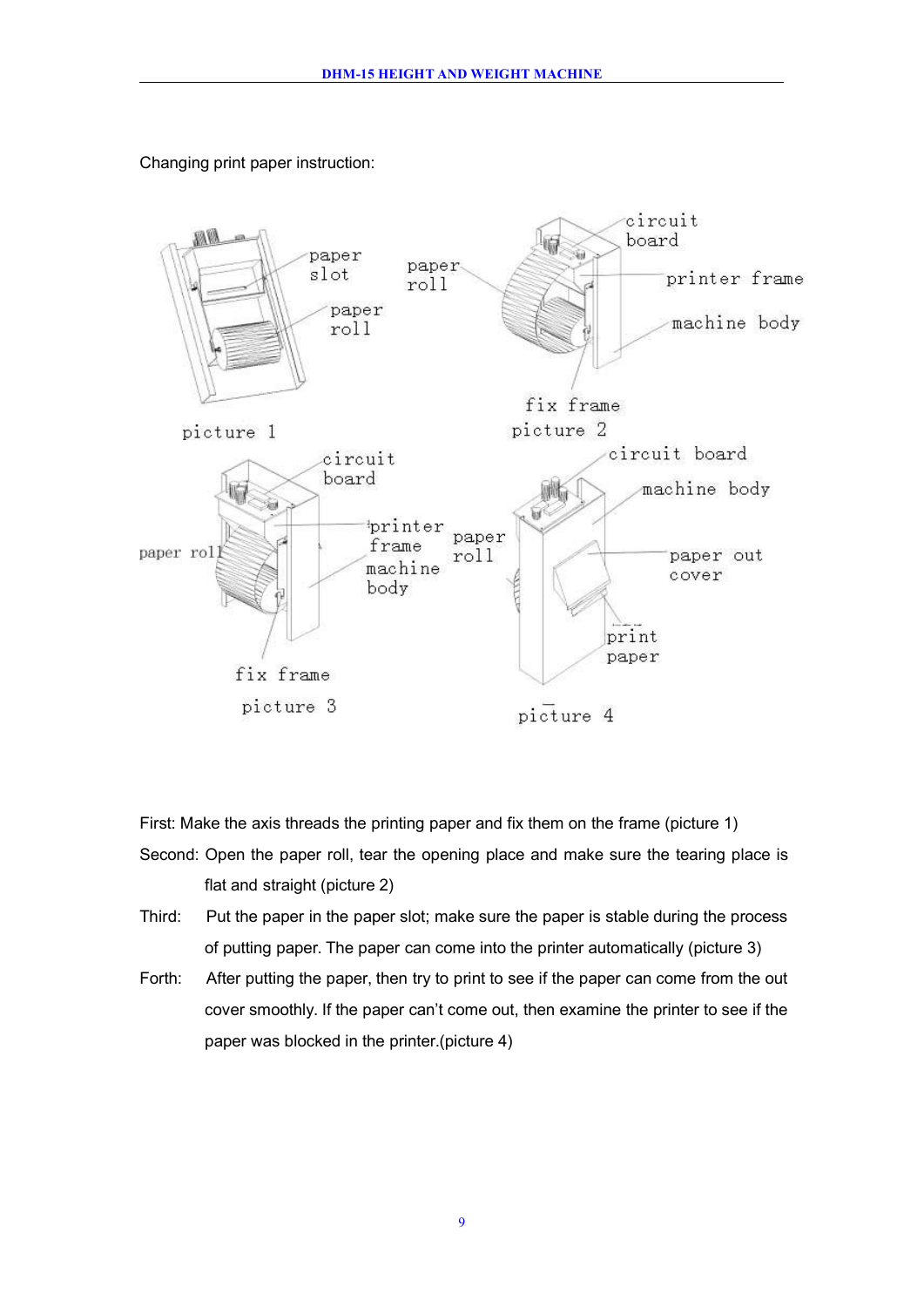Changing print paper instruction:

picture 1

picture 2

picture 3

picture 4

First: Make the axis threads the printing paper and fix them on the frame (picture 1)

Second: Open the paper roll, tear the opening place and make sure the tearing place is flat and straight (picture 2)

Third: Put the paper in the paper slot; make sure the paper is stable during the process of putting paper. The paper can come into the printer automatically (picture 3)

Forth: After putting the paper, then try to print to see if the paper can come from the out cover smoothly. If the paper can't come out, then examine the printer to see if the paper was blocked in the printer.(picture 4)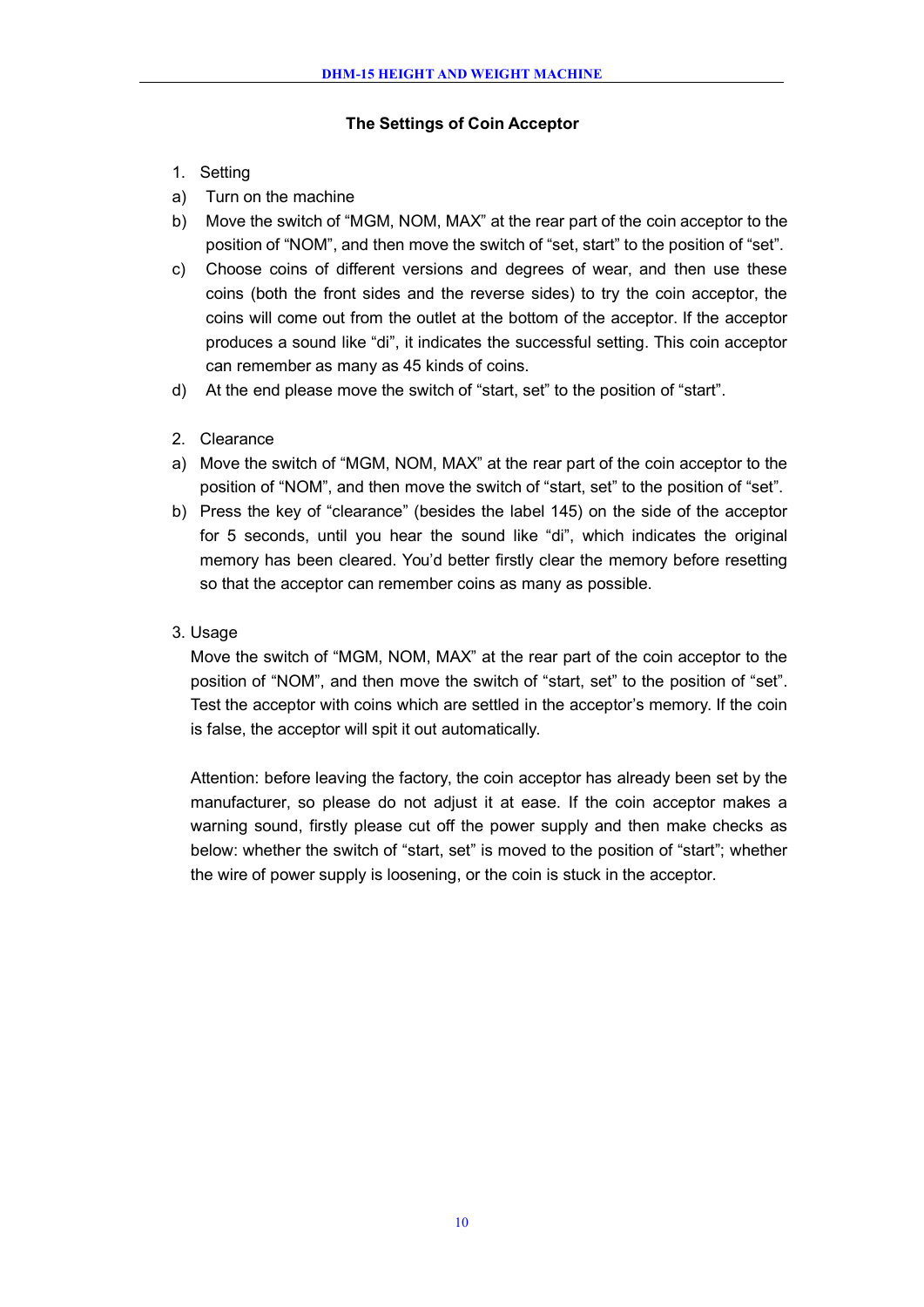## The Settings of Coin Acceptor

1. Setting
   a) Turn on the machine
   b) Move the switch of "MGM, NOM, MAX" at the rear part of the coin acceptor to the position of "NOM", and then move the switch of "set, start" to the position of "set".
   c) Choose coins of different versions and degrees of wear, and then use these coins (both the front sides and the reverse sides) to try the coin acceptor, the coins will come out from the outlet at the bottom of the acceptor. If the acceptor produces a sound like "di", it indicates the successful setting. This coin acceptor can remember as many as 45 kinds of coins.
   d) At the end please move the switch of "start, set" to the position of "start".

2. Clearance
   a) Move the switch of "MGM, NOM, MAX" at the rear part of the coin acceptor to the position of "NOM", and then move the switch of "start, set" to the position of "set".
   b) Press the key of "clearance" (besides the label 145) on the side of the acceptor for 5 seconds, until you hear the sound like "di", which indicates the original memory has been cleared. You'd better firstly clear the memory before resetting so that the acceptor can remember coins as many as possible.

3. Usage

   Move the switch of "MGM, NOM, MAX" at the rear part of the coin acceptor to the position of "NOM", and then move the switch of "start, set" to the position of "set". Test the acceptor with coins which are settled in the acceptor's memory. If the coin is false, the acceptor will spit it out automatically.

   Attention: before leaving the factory, the coin acceptor has already been set by the manufacturer, so please do not adjust it at ease. If the coin acceptor makes a warning sound, firstly please cut off the power supply and then make checks as below: whether the switch of "start, set" is moved to the position of "start"; whether the wire of power supply is loosening, or the coin is stuck in the acceptor.